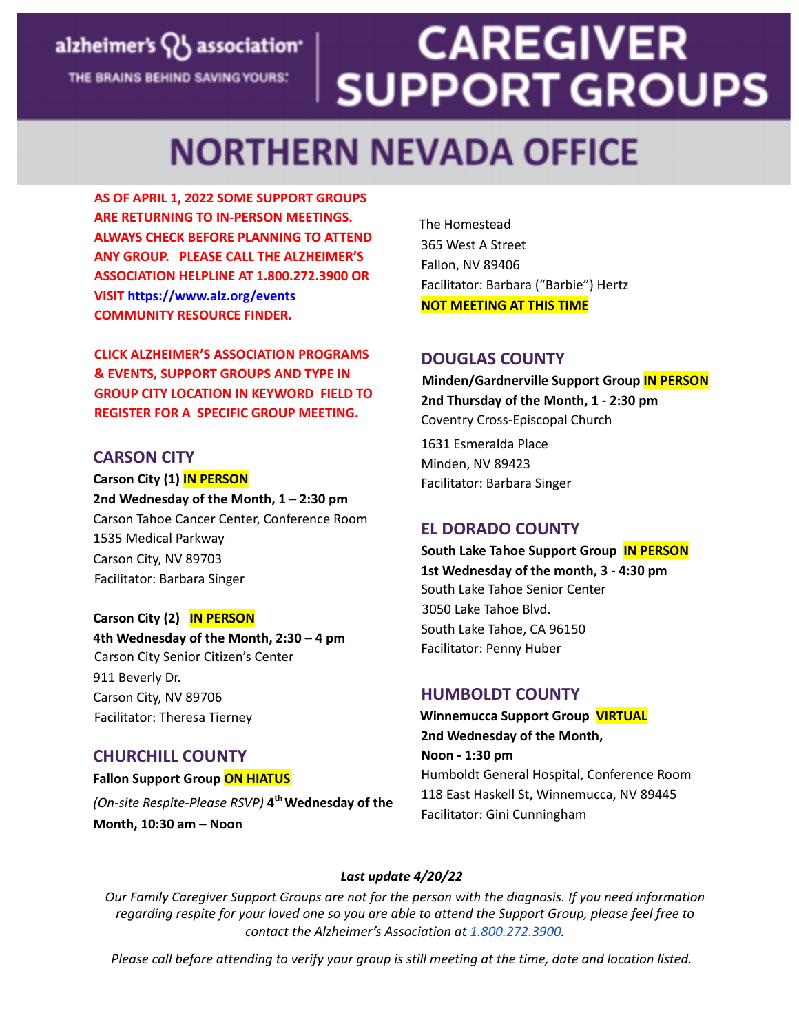alzheimer's association®

THE BRAINS BEHIND SAVING YOURS:®

# CAREGIVER SUPPORT GROUPS

## NORTHERN NEVADA OFFICE

**AS OF APRIL 1, 2022 SOME SUPPORT GROUPS ARE RETURNING TO IN-PERSON MEETINGS. ALWAYS CHECK BEFORE PLANNING TO ATTEND ANY GROUP. PLEASE CALL THE ALZHEIMER'S ASSOCIATION HELPLINE AT 1.800.272.3900 OR VISIT [https://www.alz.org/events](https://www.alz.org/events) COMMUNITY RESOURCE FINDER.**

**CLICK ALZHEIMER'S ASSOCIATION PROGRAMS & EVENTS, SUPPORT GROUPS AND TYPE IN GROUP CITY LOCATION IN KEYWORD FIELD TO REGISTER FOR A SPECIFIC GROUP MEETING.**

### CARSON CITY

**Carson City (1) IN PERSON**
**2nd Wednesday of the Month, 1 – 2:30 pm**
Carson Tahoe Cancer Center, Conference Room
1535 Medical Parkway
Carson City, NV 89703
Facilitator: Barbara Singer

**Carson City (2) IN PERSON**
**4th Wednesday of the Month, 2:30 – 4 pm**
Carson City Senior Citizen's Center
911 Beverly Dr.
Carson City, NV 89706
Facilitator: Theresa Tierney

### CHURCHILL COUNTY

**Fallon Support Group ON HIATUS**
*(On-site Respite-Please RSVP)* **4th Wednesday of the Month, 10:30 am – Noon**
The Homestead
365 West A Street
Fallon, NV 89406
Facilitator: Barbara ("Barbie") Hertz
**NOT MEETING AT THIS TIME**

### DOUGLAS COUNTY

**Minden/Gardnerville Support Group IN PERSON**
**2nd Thursday of the Month, 1 - 2:30 pm**
Coventry Cross-Episcopal Church
1631 Esmeralda Place
Minden, NV 89423
Facilitator: Barbara Singer

### EL DORADO COUNTY

**South Lake Tahoe Support Group IN PERSON**
**1st Wednesday of the month, 3 - 4:30 pm**
South Lake Tahoe Senior Center
3050 Lake Tahoe Blvd.
South Lake Tahoe, CA 96150
Facilitator: Penny Huber

### HUMBOLDT COUNTY

**Winnemucca Support Group VIRTUAL**
**2nd Wednesday of the Month, Noon - 1:30 pm**
Humboldt General Hospital, Conference Room
118 East Haskell St, Winnemucca, NV 89445
Facilitator: Gini Cunningham

***Last update 4/20/22***

*Our Family Caregiver Support Groups are not for the person with the diagnosis. If you need information regarding respite for your loved one so you are able to attend the Support Group, please feel free to contact the Alzheimer's Association at 1.800.272.3900.*

*Please call before attending to verify your group is still meeting at the time, date and location listed.*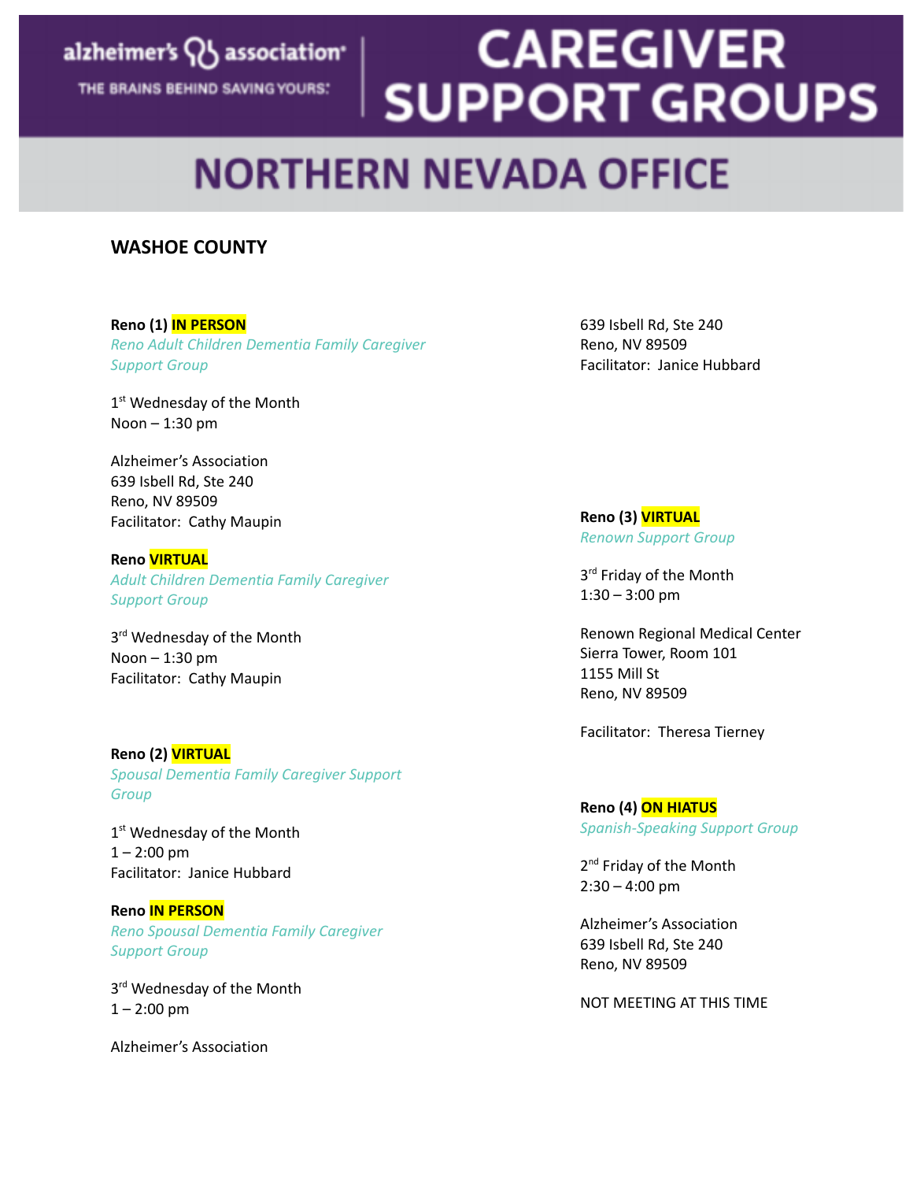# CAREGIVER SUPPORT GROUPS

alzheimer's association
THE BRAINS BEHIND SAVING YOURS.

## NORTHERN NEVADA OFFICE

### WASHOE COUNTY

**Reno (1) IN PERSON**
*Reno Adult Children Dementia Family Caregiver Support Group*

1st Wednesday of the Month
Noon – 1:30 pm

Alzheimer's Association
639 Isbell Rd, Ste 240
Reno, NV 89509
Facilitator: Cathy Maupin

**Reno VIRTUAL**
*Adult Children Dementia Family Caregiver Support Group*

3rd Wednesday of the Month
Noon – 1:30 pm
Facilitator: Cathy Maupin

**Reno (2) VIRTUAL**
*Spousal Dementia Family Caregiver Support Group*

1st Wednesday of the Month
1 – 2:00 pm
Facilitator: Janice Hubbard

**Reno IN PERSON**
*Reno Spousal Dementia Family Caregiver Support Group*

3rd Wednesday of the Month
1 – 2:00 pm

Alzheimer's Association
639 Isbell Rd, Ste 240
Reno, NV 89509
Facilitator: Janice Hubbard

**Reno (3) VIRTUAL**
*Renown Support Group*

3rd Friday of the Month
1:30 – 3:00 pm

Renown Regional Medical Center
Sierra Tower, Room 101
1155 Mill St
Reno, NV 89509

Facilitator: Theresa Tierney

**Reno (4) ON HIATUS**
*Spanish-Speaking Support Group*

2nd Friday of the Month
2:30 – 4:00 pm

Alzheimer's Association
639 Isbell Rd, Ste 240
Reno, NV 89509

NOT MEETING AT THIS TIME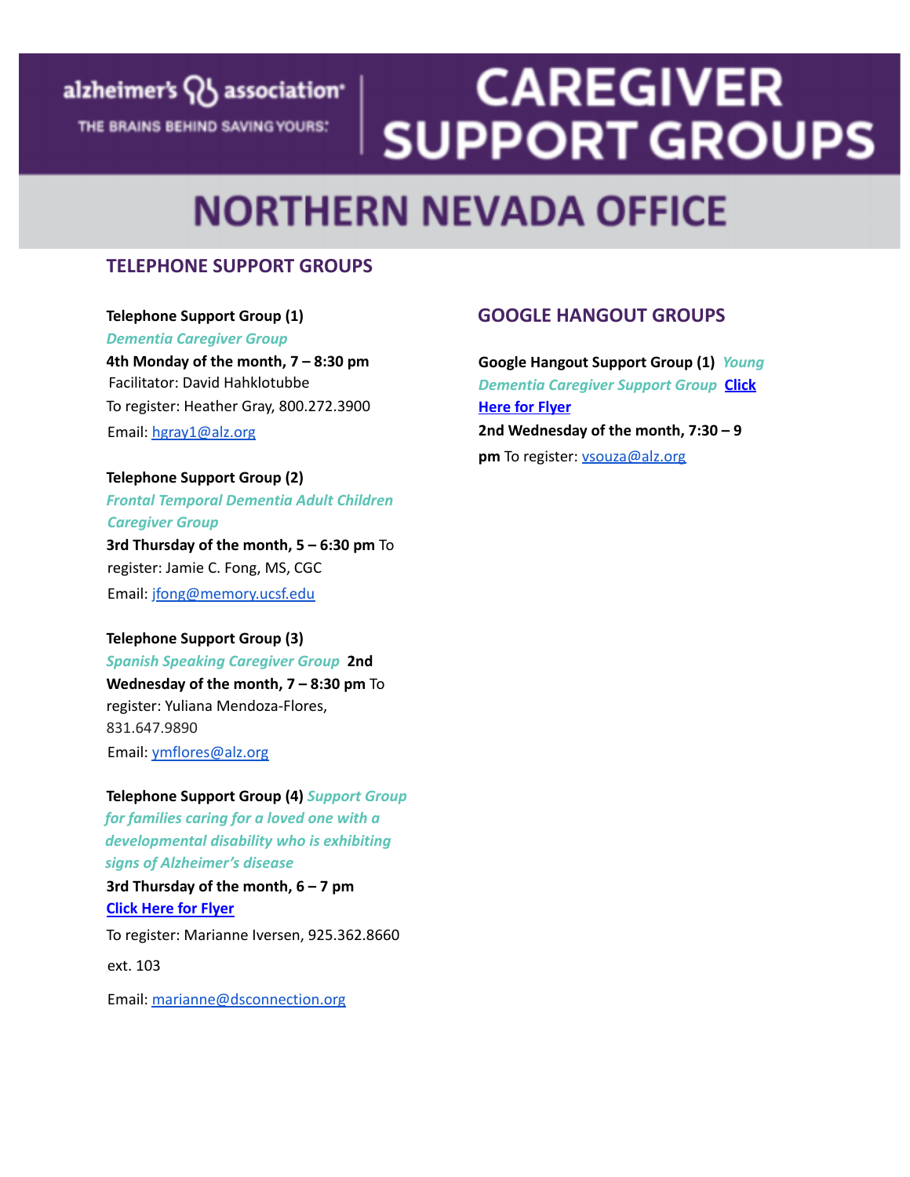# CAREGIVER SUPPORT GROUPS

alzheimer's association®
THE BRAINS BEHIND SAVING YOURS.®

## NORTHERN NEVADA OFFICE

### TELEPHONE SUPPORT GROUPS

**Telephone Support Group (1)**
*Dementia Caregiver Group*
**4th Monday of the month, 7 – 8:30 pm**
Facilitator: David Hahklotubbe
To register: Heather Gray, 800.272.3900
Email: hgray1@alz.org

**Telephone Support Group (2)**
*Frontal Temporal Dementia Adult Children Caregiver Group*
**3rd Thursday of the month, 5 – 6:30 pm** To register: Jamie C. Fong, MS, CGC
Email: jfong@memory.ucsf.edu

**Telephone Support Group (3)**
*Spanish Speaking Caregiver Group* **2nd Wednesday of the month, 7 – 8:30 pm** To register: Yuliana Mendoza-Flores, 831.647.9890
Email: ymflores@alz.org

**Telephone Support Group (4)** *Support Group for families caring for a loved one with a developmental disability who is exhibiting signs of Alzheimer's disease*
**3rd Thursday of the month, 6 – 7 pm**
**Click Here for Flyer**
To register: Marianne Iversen, 925.362.8660 ext. 103
Email: marianne@dsconnection.org

### GOOGLE HANGOUT GROUPS

**Google Hangout Support Group (1)** *Young Dementia Caregiver Support Group* **Click Here for Flyer**
**2nd Wednesday of the month, 7:30 – 9 pm** To register: vsouza@alz.org